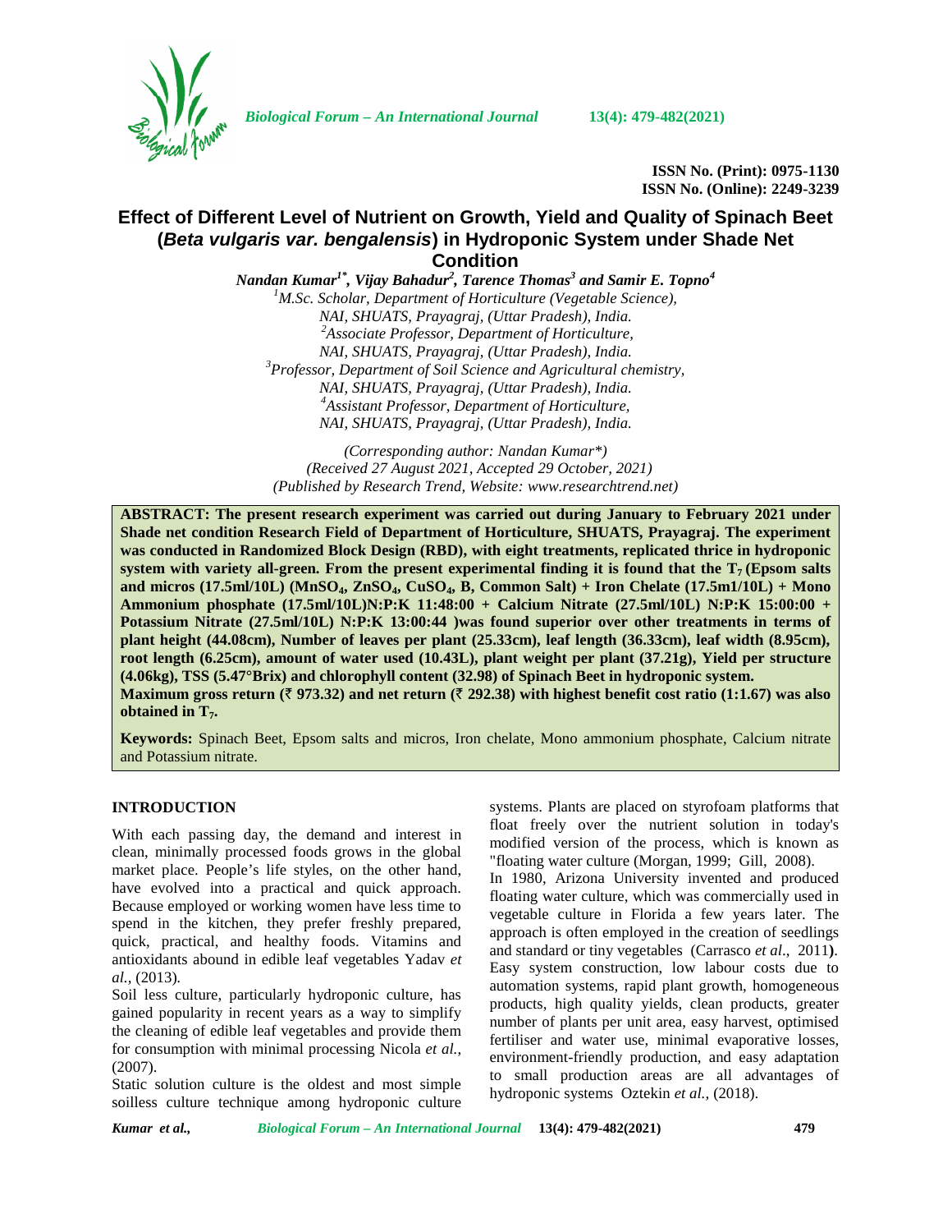ISSN No. (Print): 0975-1130
ISSN No. (Online): 2249-3239

# Effect of Different Level of Nutrient on Growth, Yield and Quality of Spinach Beet (*Beta vulgaris var. bengalensis*) in Hydroponic System under Shade Net Condition

***Nandan Kumar[1*], Vijay Bahadur[2], Tarence Thomas[3] and Samir E. Topno[4]***

*[1]M.Sc. Scholar, Department of Horticulture (Vegetable Science), NAI, SHUATS, Prayagraj, (Uttar Pradesh), India.*
*[2]Associate Professor, Department of Horticulture, NAI, SHUATS, Prayagraj, (Uttar Pradesh), India.*
*[3]Professor, Department of Soil Science and Agricultural chemistry, NAI, SHUATS, Prayagraj, (Uttar Pradesh), India.*
*[4]Assistant Professor, Department of Horticulture, NAI, SHUATS, Prayagraj, (Uttar Pradesh), India.*

*(Corresponding author: Nandan Kumar*)*
*(Received 27 August 2021, Accepted 29 October, 2021)*
*(Published by Research Trend, Website: www.researchtrend.net)*

**ABSTRACT: The present research experiment was carried out during January to February 2021 under Shade net condition Research Field of Department of Horticulture, SHUATS, Prayagraj. The experiment was conducted in Randomized Block Design (RBD), with eight treatments, replicated thrice in hydroponic system with variety all-green. From the present experimental finding it is found that the $T_7$ (Epsom salts and micros (17.5ml/10L) ($MnSO_4$, $ZnSO_4$, $CuSO_4$, B, Common Salt) + Iron Chelate (17.5m1/10L) + Mono Ammonium phosphate (17.5ml/10L)N:P:K 11:48:00 + Calcium Nitrate (27.5ml/10L) N:P:K 15:00:00 + Potassium Nitrate (27.5ml/10L) N:P:K 13:00:44 )was found superior over other treatments in terms of plant height (44.08cm), Number of leaves per plant (25.33cm), leaf length (36.33cm), leaf width (8.95cm), root length (6.25cm), amount of water used (10.43L), plant weight per plant (37.21g), Yield per structure (4.06kg), TSS (5.47°Brix) and chlorophyll content (32.98) of Spinach Beet in hydroponic system.**
**Maximum gross return (₹ 973.32) and net return (₹ 292.38) with highest benefit cost ratio (1:1.67) was also obtained in $T_7$.**

**Keywords:** Spinach Beet, Epsom salts and micros, Iron chelate, Mono ammonium phosphate, Calcium nitrate and Potassium nitrate.

## INTRODUCTION

With each passing day, the demand and interest in clean, minimally processed foods grows in the global market place. People's life styles, on the other hand, have evolved into a practical and quick approach. Because employed or working women have less time to spend in the kitchen, they prefer freshly prepared, quick, practical, and healthy foods. Vitamins and antioxidants abound in edible leaf vegetables Yadav *et al.,* (2013).

Soil less culture, particularly hydroponic culture, has gained popularity in recent years as a way to simplify the cleaning of edible leaf vegetables and provide them for consumption with minimal processing Nicola *et al.,* (2007).

Static solution culture is the oldest and most simple soilless culture technique among hydroponic culture systems. Plants are placed on styrofoam platforms that float freely over the nutrient solution in today's modified version of the process, which is known as "floating water culture (Morgan, 1999; Gill, 2008).

In 1980, Arizona University invented and produced floating water culture, which was commercially used in vegetable culture in Florida a few years later. The approach is often employed in the creation of seedlings and standard or tiny vegetables (Carrasco *et al*., 2011**)**. Easy system construction, low labour costs due to automation systems, rapid plant growth, homogeneous products, high quality yields, clean products, greater number of plants per unit area, easy harvest, optimised fertiliser and water use, minimal evaporative losses, environment-friendly production, and easy adaptation to small production areas are all advantages of hydroponic systems Oztekin *et al.,* (2018).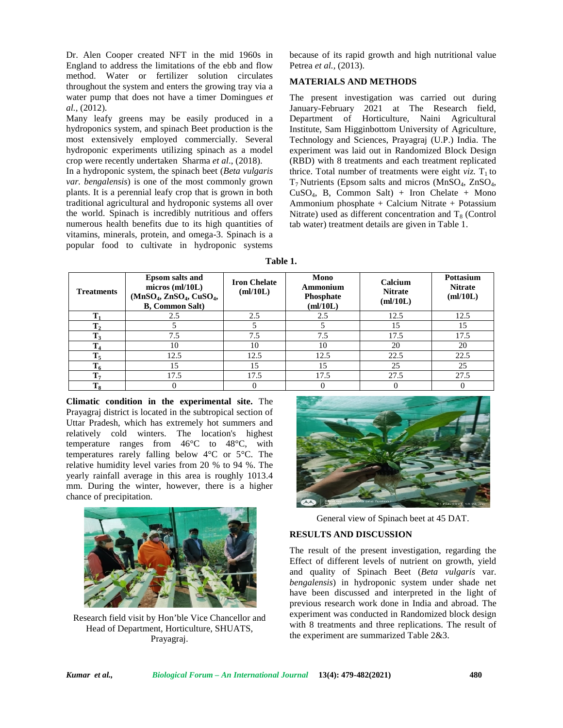Dr. Alen Cooper created NFT in the mid 1960s in England to address the limitations of the ebb and flow method. Water or fertilizer solution circulates throughout the system and enters the growing tray via a water pump that does not have a timer Domingues *et al.,* (2012).

Many leafy greens may be easily produced in a hydroponics system, and spinach Beet production is the most extensively employed commercially. Several hydroponic experiments utilizing spinach as a model crop were recently undertaken Sharma *et al*., (2018).

In a hydroponic system, the spinach beet (*Beta vulgaris var. bengalensis*) is one of the most commonly grown plants. It is a perennial leafy crop that is grown in both traditional agricultural and hydroponic systems all over the world. Spinach is incredibly nutritious and offers numerous health benefits due to its high quantities of vitamins, minerals, protein, and omega-3. Spinach is a popular food to cultivate in hydroponic systems because of its rapid growth and high nutritional value Petrea *et al.,* (2013).

## MATERIALS AND METHODS

The present investigation was carried out during January-February 2021 at The Research field, Department of Horticulture, Naini Agricultural Institute, Sam Higginbottom University of Agriculture, Technology and Sciences, Prayagraj (U.P.) India. The experiment was laid out in Randomized Block Design (RBD) with 8 treatments and each treatment replicated thrice. Total number of treatments were eight *viz.* $T_1$ to $T_7$ Nutrients (Epsom salts and micros ($MnSO_4$, $ZnSO_4$, $CuSO_4$, B, Common Salt) + Iron Chelate + Mono Ammonium phosphate + Calcium Nitrate + Potassium Nitrate) used as different concentration and $T_8$ (Control tab water) treatment details are given in Table 1.

**Table 1.**

| Treatments | Epsom salts and micros (ml/10L) ($MnSO_4$, $ZnSO_4$, $CuSO_4$, B, Common Salt) | Iron Chelate (ml/10L) | Mono Ammonium Phosphate (ml/10L) | Calcium Nitrate (ml/10L) | Pottasium Nitrate (ml/10L) |
|---|---|---|---|---|---|
| $T_1$ | 2.5 | 2.5 | 2.5 | 12.5 | 12.5 |
| $T_2$ | 5 | 5 | 5 | 15 | 15 |
| $T_3$ | 7.5 | 7.5 | 7.5 | 17.5 | 17.5 |
| $T_4$ | 10 | 10 | 10 | 20 | 20 |
| $T_5$ | 12.5 | 12.5 | 12.5 | 22.5 | 22.5 |
| $T_6$ | 15 | 15 | 15 | 25 | 25 |
| $T_7$ | 17.5 | 17.5 | 17.5 | 27.5 | 27.5 |
| $T_8$ | 0 | 0 | 0 | 0 | 0 |

**Climatic condition in the experimental site.** The Prayagraj district is located in the subtropical section of Uttar Pradesh, which has extremely hot summers and relatively cold winters. The location's highest temperature ranges from 46°C to 48°C, with temperatures rarely falling below 4°C or 5°C. The relative humidity level varies from 20 % to 94 %. The yearly rainfall average in this area is roughly 1013.4 mm. During the winter, however, there is a higher chance of precipitation.

Research field visit by Hon'ble Vice Chancellor and Head of Department, Horticulture, SHUATS, Prayagraj.

General view of Spinach beet at 45 DAT.

## RESULTS AND DISCUSSION

The result of the present investigation, regarding the Effect of different levels of nutrient on growth, yield and quality of Spinach Beet (*Beta vulgaris* var. *bengalensis*) in hydroponic system under shade net have been discussed and interpreted in the light of previous research work done in India and abroad. The experiment was conducted in Randomized block design with 8 treatments and three replications. The result of the experiment are summarized Table 2&3.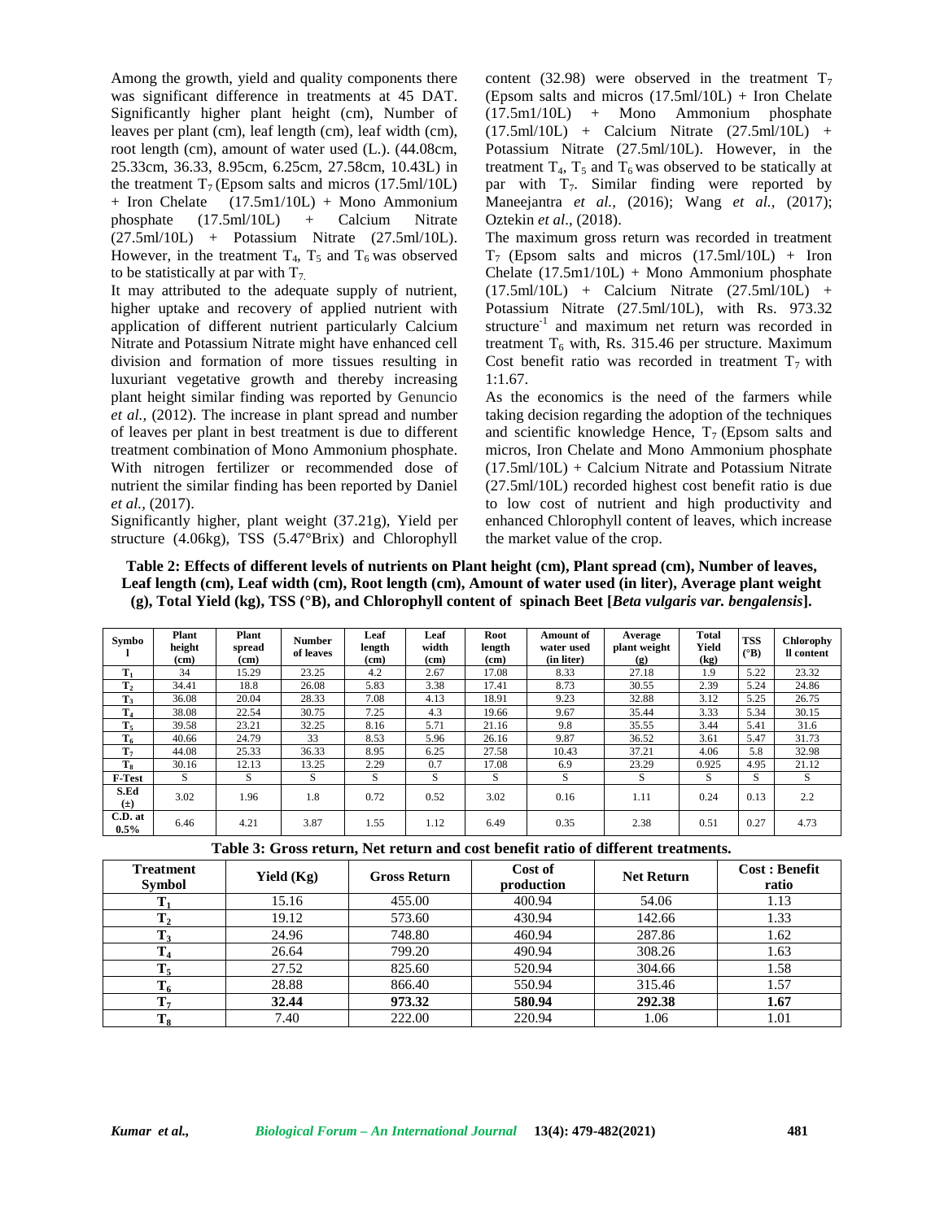Among the growth, yield and quality components there was significant difference in treatments at 45 DAT. Significantly higher plant height (cm), Number of leaves per plant (cm), leaf length (cm), leaf width (cm), root length (cm), amount of water used (L.). (44.08cm, 25.33cm, 36.33, 8.95cm, 6.25cm, 27.58cm, 10.43L) in the treatment $T_7$ (Epsom salts and micros (17.5ml/10L) + Iron Chelate (17.5m1/10L) + Mono Ammonium phosphate (17.5ml/10L) + Calcium Nitrate (27.5ml/10L) + Potassium Nitrate (27.5ml/10L). However, in the treatment $T_4$, $T_5$ and $T_6$ was observed to be statistically at par with $T_7$.

It may attributed to the adequate supply of nutrient, higher uptake and recovery of applied nutrient with application of different nutrient particularly Calcium Nitrate and Potassium Nitrate might have enhanced cell division and formation of more tissues resulting in luxuriant vegetative growth and thereby increasing plant height similar finding was reported by Genuncio *et al.,* (2012). The increase in plant spread and number of leaves per plant in best treatment is due to different treatment combination of Mono Ammonium phosphate. With nitrogen fertilizer or recommended dose of nutrient the similar finding has been reported by Daniel *et al.,* (2017).

Significantly higher, plant weight (37.21g), Yield per structure (4.06kg), TSS (5.47°Brix) and Chlorophyll content (32.98) were observed in the treatment $T_7$ (Epsom salts and micros (17.5ml/10L) + Iron Chelate (17.5m1/10L) + Mono Ammonium phosphate (17.5ml/10L) + Calcium Nitrate (27.5ml/10L) + Potassium Nitrate (27.5ml/10L). However, in the treatment $T_4$, $T_5$ and $T_6$ was observed to be statically at par with $T_7$. Similar finding were reported by Maneejantra *et al.,* (2016); Wang *et al.,* (2017); Oztekin *et al*., (2018).

The maximum gross return was recorded in treatment $T_7$ (Epsom salts and micros (17.5ml/10L) + Iron Chelate (17.5m1/10L) + Mono Ammonium phosphate (17.5ml/10L) + Calcium Nitrate (27.5ml/10L) + Potassium Nitrate (27.5ml/10L), with Rs. 973.32 structure$^{-1}$ and maximum net return was recorded in treatment $T_6$ with, Rs. 315.46 per structure. Maximum Cost benefit ratio was recorded in treatment $T_7$ with 1:1.67.

As the economics is the need of the farmers while taking decision regarding the adoption of the techniques and scientific knowledge Hence, $T_7$ (Epsom salts and micros, Iron Chelate and Mono Ammonium phosphate (17.5ml/10L) + Calcium Nitrate and Potassium Nitrate (27.5ml/10L) recorded highest cost benefit ratio is due to low cost of nutrient and high productivity and enhanced Chlorophyll content of leaves, which increase the market value of the crop.

**Table 2: Effects of different levels of nutrients on Plant height (cm), Plant spread (cm), Number of leaves, Leaf length (cm), Leaf width (cm), Root length (cm), Amount of water used (in liter), Average plant weight (g), Total Yield (kg), TSS (°B), and Chlorophyll content of spinach Beet [*Beta vulgaris var. bengalensis*].**

| Symbol | Plant height (cm) | Plant spread (cm) | Number of leaves | Leaf length (cm) | Leaf width (cm) | Root length (cm) | Amount of water used (in liter) | Average plant weight (g) | Total Yield (kg) | TSS (°B) | Chlorophyll content |
|---|---|---|---|---|---|---|---|---|---|---|---|
| $T_1$ | 34 | 15.29 | 23.25 | 4.2 | 2.67 | 17.08 | 8.33 | 27.18 | 1.9 | 5.22 | 23.32 |
| $T_2$ | 34.41 | 18.8 | 26.08 | 5.83 | 3.38 | 17.41 | 8.73 | 30.55 | 2.39 | 5.24 | 24.86 |
| $T_3$ | 36.08 | 20.04 | 28.33 | 7.08 | 4.13 | 18.91 | 9.23 | 32.88 | 3.12 | 5.25 | 26.75 |
| $T_4$ | 38.08 | 22.54 | 30.75 | 7.25 | 4.3 | 19.66 | 9.67 | 35.44 | 3.33 | 5.34 | 30.15 |
| $T_5$ | 39.58 | 23.21 | 32.25 | 8.16 | 5.71 | 21.16 | 9.8 | 35.55 | 3.44 | 5.41 | 31.6 |
| $T_6$ | 40.66 | 24.79 | 33 | 8.53 | 5.96 | 26.16 | 9.87 | 36.52 | 3.61 | 5.47 | 31.73 |
| $T_7$ | 44.08 | 25.33 | 36.33 | 8.95 | 6.25 | 27.58 | 10.43 | 37.21 | 4.06 | 5.8 | 32.98 |
| $T_8$ | 30.16 | 12.13 | 13.25 | 2.29 | 0.7 | 17.08 | 6.9 | 23.29 | 0.925 | 4.95 | 21.12 |
| F-Test | S | S | S | S | S | S | S | S | S | S | S |
| S.Ed (±) | 3.02 | 1.96 | 1.8 | 0.72 | 0.52 | 3.02 | 0.16 | 1.11 | 0.24 | 0.13 | 2.2 |
| C.D. at 0.5% | 6.46 | 4.21 | 3.87 | 1.55 | 1.12 | 6.49 | 0.35 | 2.38 | 0.51 | 0.27 | 4.73 |

**Table 3: Gross return, Net return and cost benefit ratio of different treatments.**

| Treatment Symbol | Yield (Kg) | Gross Return | Cost of production | Net Return | Cost : Benefit ratio |
|---|---|---|---|---|---|
| $T_1$ | 15.16 | 455.00 | 400.94 | 54.06 | 1.13 |
| $T_2$ | 19.12 | 573.60 | 430.94 | 142.66 | 1.33 |
| $T_3$ | 24.96 | 748.80 | 460.94 | 287.86 | 1.62 |
| $T_4$ | 26.64 | 799.20 | 490.94 | 308.26 | 1.63 |
| $T_5$ | 27.52 | 825.60 | 520.94 | 304.66 | 1.58 |
| $T_6$ | 28.88 | 866.40 | 550.94 | 315.46 | 1.57 |
| **$T_7$** | **32.44** | **973.32** | **580.94** | **292.38** | **1.67** |
| $T_8$ | 7.40 | 222.00 | 220.94 | 1.06 | 1.01 |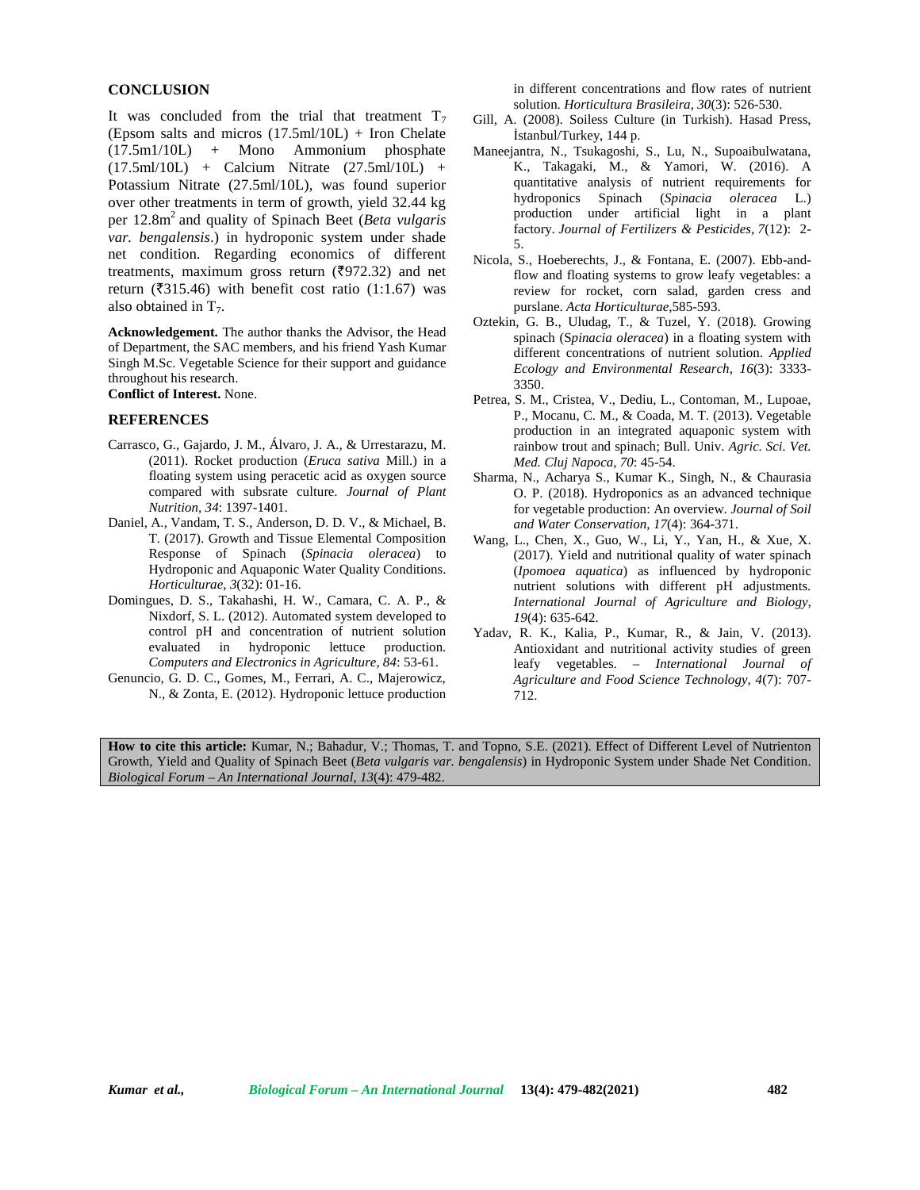## CONCLUSION

It was concluded from the trial that treatment $T_7$ (Epsom salts and micros (17.5ml/10L) + Iron Chelate (17.5m1/10L) + Mono Ammonium phosphate (17.5ml/10L) + Calcium Nitrate (27.5ml/10L) + Potassium Nitrate (27.5ml/10L), was found superior over other treatments in term of growth, yield 32.44 kg per $12.8m^2$ and quality of Spinach Beet (*Beta vulgaris var. bengalensis*.) in hydroponic system under shade net condition. Regarding economics of different treatments, maximum gross return (₹972.32) and net return (₹315.46) with benefit cost ratio (1:1.67) was also obtained in $T_7$.

**Acknowledgement.** The author thanks the Advisor, the Head of Department, the SAC members, and his friend Yash Kumar Singh M.Sc. Vegetable Science for their support and guidance throughout his research.

**Conflict of Interest.** None.

## REFERENCES

Carrasco, G., Gajardo, J. M., Álvaro, J. A., & Urrestarazu, M. (2011). Rocket production (*Eruca sativa* Mill.) in a floating system using peracetic acid as oxygen source compared with subsrate culture. *Journal of Plant Nutrition, 34*: 1397-1401.

Daniel, A., Vandam, T. S., Anderson, D. D. V., & Michael, B. T. (2017). Growth and Tissue Elemental Composition Response of Spinach (*Spinacia oleracea*) to Hydroponic and Aquaponic Water Quality Conditions. *Horticulturae, 3*(32): 01-16.

Domingues, D. S., Takahashi, H. W., Camara, C. A. P., & Nixdorf, S. L. (2012). Automated system developed to control pH and concentration of nutrient solution evaluated in hydroponic lettuce production. *Computers and Electronics in Agriculture, 84*: 53-61.

Genuncio, G. D. C., Gomes, M., Ferrari, A. C., Majerowicz, N., & Zonta, E. (2012). Hydroponic lettuce production in different concentrations and flow rates of nutrient solution. *Horticultura Brasileira, 30*(3): 526-530.

Gill, A. (2008). Soiless Culture (in Turkish). Hasad Press, İstanbul/Turkey, 144 p.

Maneejantra, N., Tsukagoshi, S., Lu, N., Supoaibulwatana, K., Takagaki, M., & Yamori, W. (2016). A quantitative analysis of nutrient requirements for hydroponics Spinach (*Spinacia oleracea* L.) production under artificial light in a plant factory. *Journal of Fertilizers & Pesticides, 7*(12): 2-5.

Nicola, S., Hoeberechts, J., & Fontana, E. (2007). Ebb-and-flow and floating systems to grow leafy vegetables: a review for rocket, corn salad, garden cress and purslane. *Acta Horticulturae*,585-593.

Oztekin, G. B., Uludag, T., & Tuzel, Y. (2018). Growing spinach (*Spinacia oleracea*) in a floating system with different concentrations of nutrient solution. *Applied Ecology and Environmental Research, 16*(3): 3333-3350.

Petrea, S. M., Cristea, V., Dediu, L., Contoman, M., Lupoae, P., Mocanu, C. M., & Coada, M. T. (2013). Vegetable production in an integrated aquaponic system with rainbow trout and spinach; Bull. Univ. *Agric. Sci. Vet. Med. Cluj Napoca, 70*: 45-54.

Sharma, N., Acharya S., Kumar K., Singh, N., & Chaurasia O. P. (2018). Hydroponics as an advanced technique for vegetable production: An overview. *Journal of Soil and Water Conservation, 17*(4): 364-371.

Wang, L., Chen, X., Guo, W., Li, Y., Yan, H., & Xue, X. (2017). Yield and nutritional quality of water spinach (*Ipomoea aquatica*) as influenced by hydroponic nutrient solutions with different pH adjustments. *International Journal of Agriculture and Biology, 19*(4): 635-642.

Yadav, R. K., Kalia, P., Kumar, R., & Jain, V. (2013). Antioxidant and nutritional activity studies of green leafy vegetables. – *International Journal of Agriculture and Food Science Technology, 4*(7): 707-712.

**How to cite this article:** Kumar, N.; Bahadur, V.; Thomas, T. and Topno, S.E. (2021). Effect of Different Level of Nutrienton Growth, Yield and Quality of Spinach Beet (*Beta vulgaris var. bengalensis*) in Hydroponic System under Shade Net Condition. *Biological Forum – An International Journal, 13*(4): 479-482.